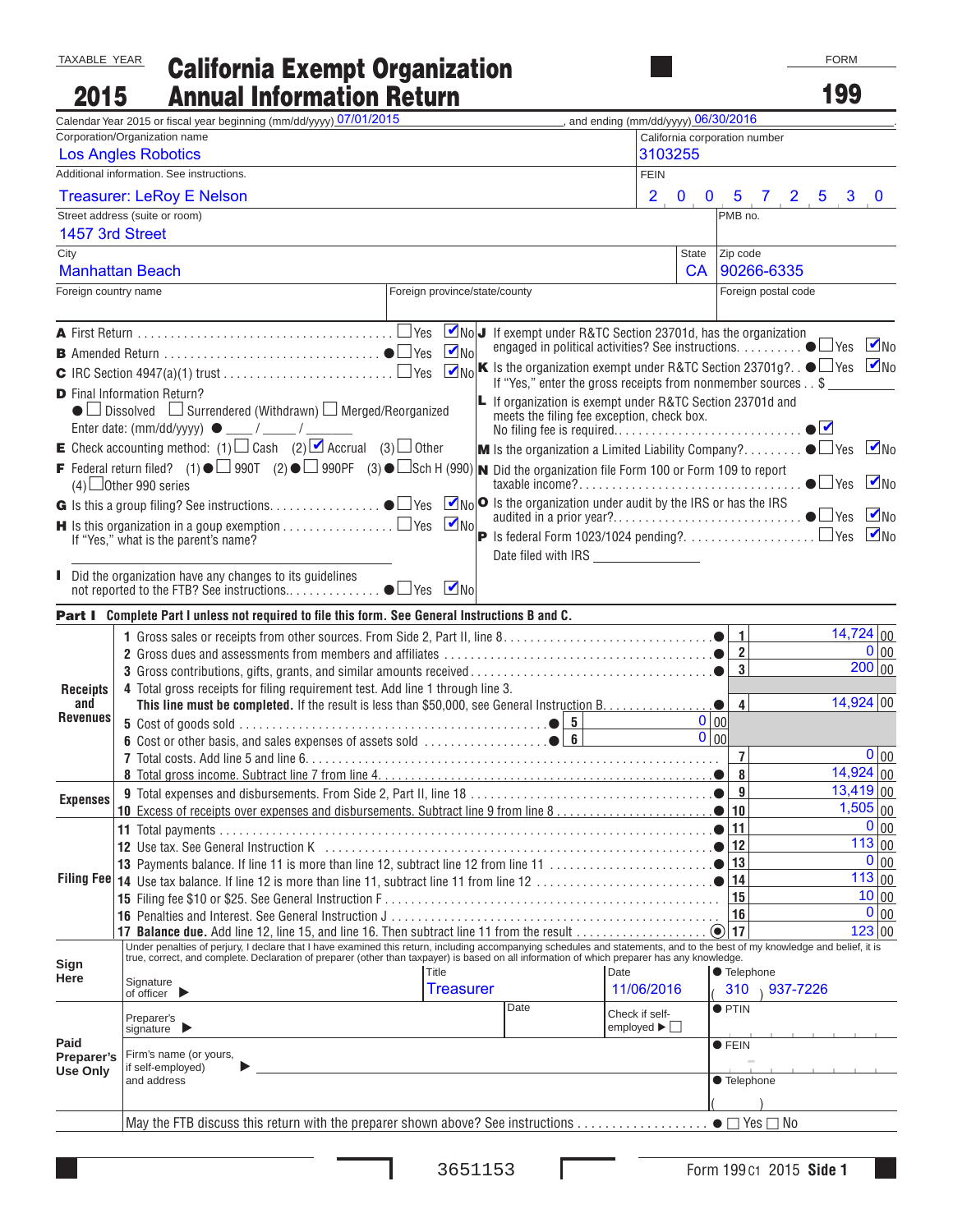TAXABLE YEAR **2015**

# California Exempt Organization Annual Information Return

FORM **199**

Calendar Year 2015 or fiscal year beginning (mm/dd/yyyy) 07/01/2015, and ending (mm/dd/yyyy) 06/30/2016.

| Corporation/Organization name | California corporation number |
|---|---|
| Los Angles Robotics | 3103255 |
| Additional information. See instructions. | FEIN |
| Treasurer: LeRoy E Nelson | 20-0572530 |
| Street address (suite or room) | PMB no. |
| 1457 3rd Street | |
| City | State / Zip code |
| Manhattan Beach | CA 90266-6335 |
| Foreign country name / Foreign province/state/county | Foreign postal code |
| | |

A First Return . . . ☐ Yes ☑ No

B Amended Return . . . ● ☐ Yes ☑ No

C IRC Section 4947(a)(1) trust . . . ☐ Yes ☑ No

D Final Information Return?
● ☐ Dissolved ☐ Surrendered (Withdrawn) ☐ Merged/Reorganized
Enter date: (mm/dd/yyyy) ● ___/___/____

E Check accounting method: (1) ☐ Cash (2) ☑ Accrual (3) ☐ Other

F Federal return filed? (1) ● ☐ 990T (2) ● ☐ 990PF (3) ● ☐ Sch H (990) (4) ☐ Other 990 series

G Is this a group filing? See instructions. . . . ● ☐ Yes ☑ No

H Is this organization in a goup exemption . . . ☐ Yes ☑ No
If "Yes," what is the parent's name?

I Did the organization have any changes to its guidelines not reported to the FTB? See instructions. . . . ● ☐ Yes ☑ No

J If exempt under R&TC Section 23701d, has the organization engaged in political activities? See instructions. . . . ● ☐ Yes ☑ No

K Is the organization exempt under R&TC Section 23701g? . . ● ☐ Yes ☑ No
If "Yes," enter the gross receipts from nonmember sources . . $ ______

L If organization is exempt under R&TC Section 23701d and meets the filing fee exception, check box. No filing fee is required. . . . ● ☑

M Is the organization a Limited Liability Company? . . . ● ☐ Yes ☑ No

N Did the organization file Form 100 or Form 109 to report taxable income? . . . ● ☐ Yes ☑ No

O Is the organization under audit by the IRS or has the IRS audited in a prior year? . . . ● ☐ Yes ☑ No

P Is federal Form 1023/1024 pending? . . . ☐ Yes ☑ No
Date filed with IRS ______

## Part I Complete Part I unless not required to file this form. See General Instructions B and C.

| Section | Line | Description | Sub-line | Sub-amount | Line | Amount |
|---|---|---|---|---|---|---|
| Receipts and Revenues | 1 | Gross sales or receipts from other sources. From Side 2, Part II, line 8 | | | 1 | 14,724 00 |
| | 2 | Gross dues and assessments from members and affiliates | | | 2 | 0 00 |
| | 3 | Gross contributions, gifts, grants, and similar amounts received | | | 3 | 200 00 |
| | 4 | Total gross receipts for filing requirement test. Add line 1 through line 3. **This line must be completed.** If the result is less than $50,000, see General Instruction B | | | 4 | 14,924 00 |
| | 5 | Cost of goods sold | 5 | 0 00 | | |
| | 6 | Cost or other basis, and sales expenses of assets sold | 6 | 0 00 | | |
| | 7 | Total costs. Add line 5 and line 6 | | | 7 | 0 00 |
| | 8 | Total gross income. Subtract line 7 from line 4 | | | 8 | 14,924 00 |
| Expenses | 9 | Total expenses and disbursements. From Side 2, Part II, line 18 | | | 9 | 13,419 00 |
| | 10 | Excess of receipts over expenses and disbursements. Subtract line 9 from line 8 | | | 10 | 1,505 00 |
| Filing Fee | 11 | Total payments | | | 11 | 0 00 |
| | 12 | Use tax. See General Instruction K | | | 12 | 113 00 |
| | 13 | Payments balance. If line 11 is more than line 12, subtract line 12 from line 11 | | | 13 | 0 00 |
| | 14 | Use tax balance. If line 12 is more than line 11, subtract line 11 from line 12 | | | 14 | 113 00 |
| | 15 | Filing fee $10 or $25. See General Instruction F | | | 15 | 10 00 |
| | 16 | Penalties and Interest. See General Instruction J | | | 16 | 0 00 |
| | 17 | **Balance due.** Add line 12, line 15, and line 16. Then subtract line 11 from the result | | | 17 | 123 00 |

**Sign Here**

Under penalties of perjury, I declare that I have examined this return, including accompanying schedules and statements, and to the best of my knowledge and belief, it is true, correct, and complete. Declaration of preparer (other than taxpayer) is based on all information of which preparer has any knowledge.

Signature of officer ▶ ______ Title: Treasurer Date: 11/06/2016 ● Telephone: (310) 937-7226

**Paid Preparer's Use Only**

Preparer's signature ▶ ______ Date ______ Check if self-employed ▶ ☐ ● PTIN ______

Firm's name (or yours, if self-employed) and address ▶ ______ ● FEIN ______ ● Telephone ( )

May the FTB discuss this return with the preparer shown above? See instructions . . . ● ☐ Yes ☐ No

3651153 Form 199 C1 2015 Side 1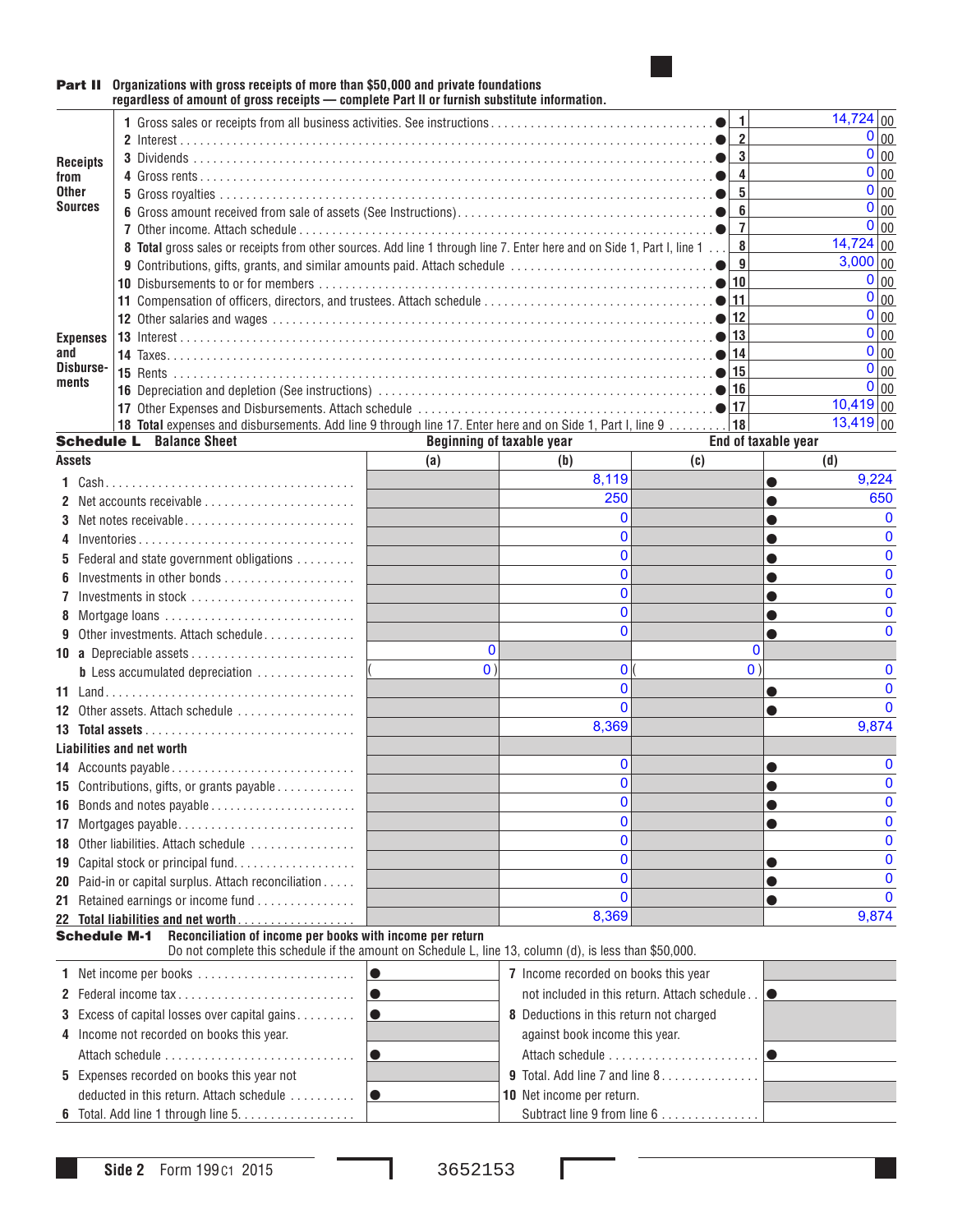**Part II Organizations with gross receipts of more than $50,000 and private foundations regardless of amount of gross receipts — complete Part II or furnish substitute information.**

| | | | |
|---|---|---|---|
| **Receipts from Other Sources** | 1 Gross sales or receipts from all business activities. See instructions | 1 | 14,724 00 |
| | 2 Interest | 2 | 0 00 |
| | 3 Dividends | 3 | 0 00 |
| | 4 Gross rents | 4 | 0 00 |
| | 5 Gross royalties | 5 | 0 00 |
| | 6 Gross amount received from sale of assets (See Instructions) | 6 | 0 00 |
| | 7 Other income. Attach schedule | 7 | 0 00 |
| | 8 **Total** gross sales or receipts from other sources. Add line 1 through line 7. Enter here and on Side 1, Part I, line 1 | 8 | 14,724 00 |
| **Expenses and Disbursements** | 9 Contributions, gifts, grants, and similar amounts paid. Attach schedule | 9 | 3,000 00 |
| | 10 Disbursements to or for members | 10 | 0 00 |
| | 11 Compensation of officers, directors, and trustees. Attach schedule | 11 | 0 00 |
| | 12 Other salaries and wages | 12 | 0 00 |
| | 13 Interest | 13 | 0 00 |
| | 14 Taxes | 14 | 0 00 |
| | 15 Rents | 15 | 0 00 |
| | 16 Depreciation and depletion (See instructions) | 16 | 0 00 |
| | 17 Other Expenses and Disbursements. Attach schedule | 17 | 10,419 00 |
| | 18 **Total** expenses and disbursements. Add line 9 through line 17. Enter here and on Side 1, Part I, line 9 | 18 | 13,419 00 |

**Schedule L Balance Sheet**

| Assets | Beginning of taxable year (a) | (b) | End of taxable year (c) | (d) |
|---|---|---|---|---|
| 1 Cash | | 8,119 | | 9,224 |
| 2 Net accounts receivable | | 250 | | 650 |
| 3 Net notes receivable | | 0 | | 0 |
| 4 Inventories | | 0 | | 0 |
| 5 Federal and state government obligations | | 0 | | 0 |
| 6 Investments in other bonds | | 0 | | 0 |
| 7 Investments in stock | | 0 | | 0 |
| 8 Mortgage loans | | 0 | | 0 |
| 9 Other investments. Attach schedule | | 0 | | 0 |
| 10 a Depreciable assets | 0 | | 0 | |
| b Less accumulated depreciation | ( 0 ) | 0 | ( 0 ) | 0 |
| 11 Land | | 0 | | 0 |
| 12 Other assets. Attach schedule | | 0 | | 0 |
| 13 **Total assets** | | 8,369 | | 9,874 |
| **Liabilities and net worth** | | | | |
| 14 Accounts payable | | 0 | | 0 |
| 15 Contributions, gifts, or grants payable | | 0 | | 0 |
| 16 Bonds and notes payable | | 0 | | 0 |
| 17 Mortgages payable | | 0 | | 0 |
| 18 Other liabilities. Attach schedule | | 0 | | 0 |
| 19 Capital stock or principal fund | | 0 | | 0 |
| 20 Paid-in or capital surplus. Attach reconciliation | | 0 | | 0 |
| 21 Retained earnings or income fund | | 0 | | 0 |
| 22 **Total liabilities and net worth** | | 8,369 | | 9,874 |

**Schedule M-1 Reconciliation of income per books with income per return**
Do not complete this schedule if the amount on Schedule L, line 13, column (d), is less than $50,000.

| | | | |
|---|---|---|---|
| 1 Net income per books | | 7 Income recorded on books this year not included in this return. Attach schedule | |
| 2 Federal income tax | | 8 Deductions in this return not charged against book income this year. Attach schedule | |
| 3 Excess of capital losses over capital gains | | 9 Total. Add line 7 and line 8 | |
| 4 Income not recorded on books this year. Attach schedule | | 10 Net income per return. Subtract line 9 from line 6 | |
| 5 Expenses recorded on books this year not deducted in this return. Attach schedule | | | |
| 6 Total. Add line 1 through line 5 | | | |

Side 2 Form 199C1 2015 3652153